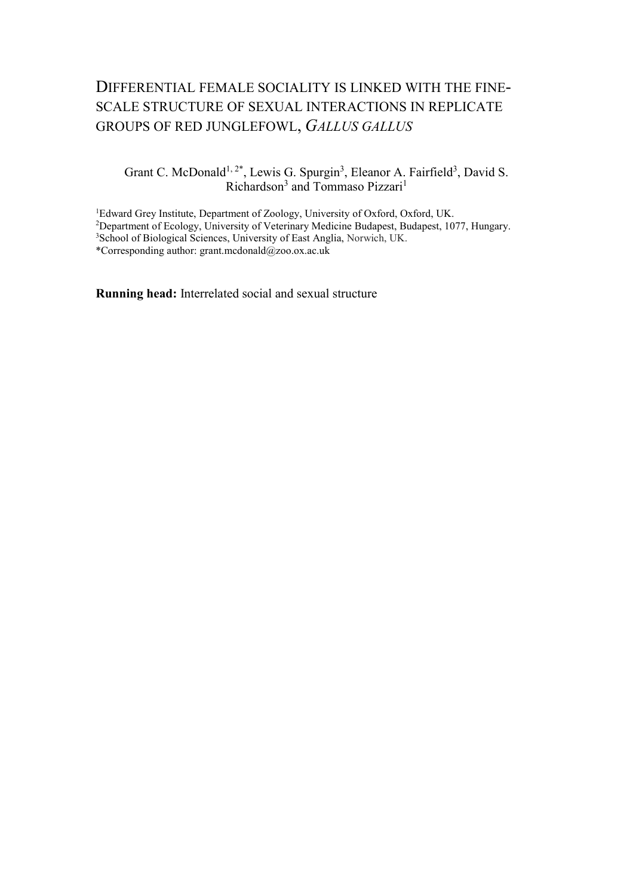# DIFFERENTIAL FEMALE SOCIALITY IS LINKED WITH THE FINE-SCALE STRUCTURE OF SEXUAL INTERACTIONS IN REPLICATE GROUPS OF RED JUNGLEFOWL, *GALLUS GALLUS*

Grant C. McDonald[1, 2*], Lewis G. Spurgin[3], Eleanor A. Fairfield[3], David S. Richardson[3] and Tommaso Pizzari[1]

[1]Edward Grey Institute, Department of Zoology, University of Oxford, Oxford, UK.
[2]Department of Ecology, University of Veterinary Medicine Budapest, Budapest, 1077, Hungary.
[3]School of Biological Sciences, University of East Anglia, Norwich, UK.
*Corresponding author: grant.mcdonald@zoo.ox.ac.uk

**Running head:** Interrelated social and sexual structure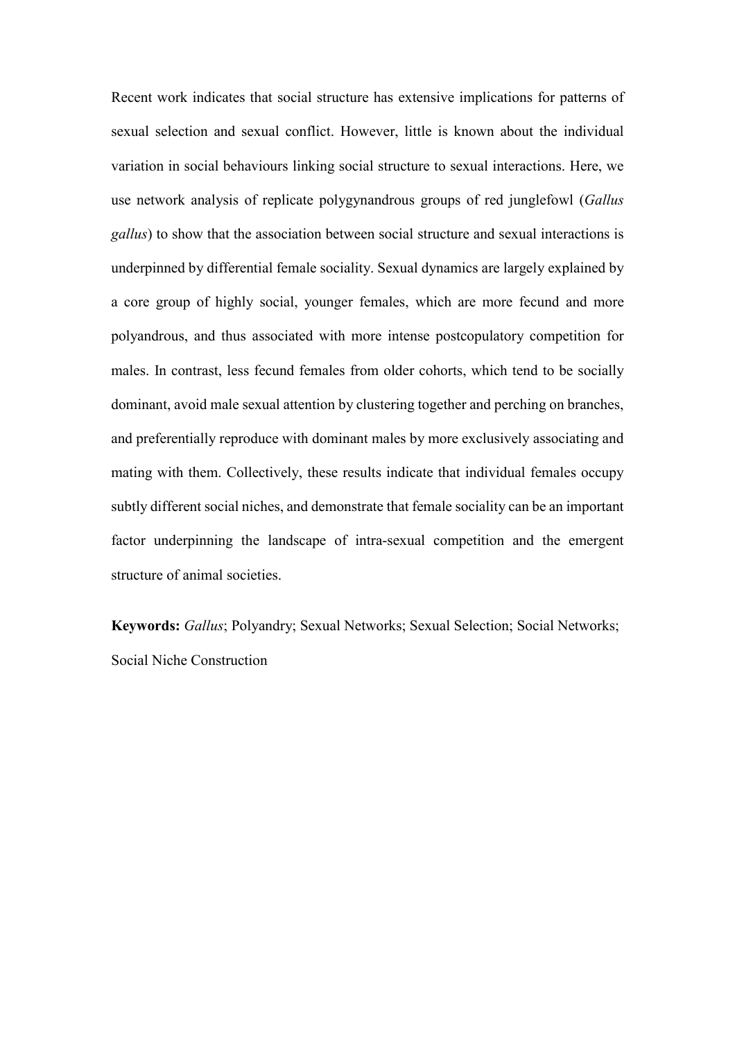Recent work indicates that social structure has extensive implications for patterns of sexual selection and sexual conflict. However, little is known about the individual variation in social behaviours linking social structure to sexual interactions. Here, we use network analysis of replicate polygynandrous groups of red junglefowl (*Gallus gallus*) to show that the association between social structure and sexual interactions is underpinned by differential female sociality. Sexual dynamics are largely explained by a core group of highly social, younger females, which are more fecund and more polyandrous, and thus associated with more intense postcopulatory competition for males. In contrast, less fecund females from older cohorts, which tend to be socially dominant, avoid male sexual attention by clustering together and perching on branches, and preferentially reproduce with dominant males by more exclusively associating and mating with them. Collectively, these results indicate that individual females occupy subtly different social niches, and demonstrate that female sociality can be an important factor underpinning the landscape of intra-sexual competition and the emergent structure of animal societies.

**Keywords:** *Gallus*; Polyandry; Sexual Networks; Sexual Selection; Social Networks; Social Niche Construction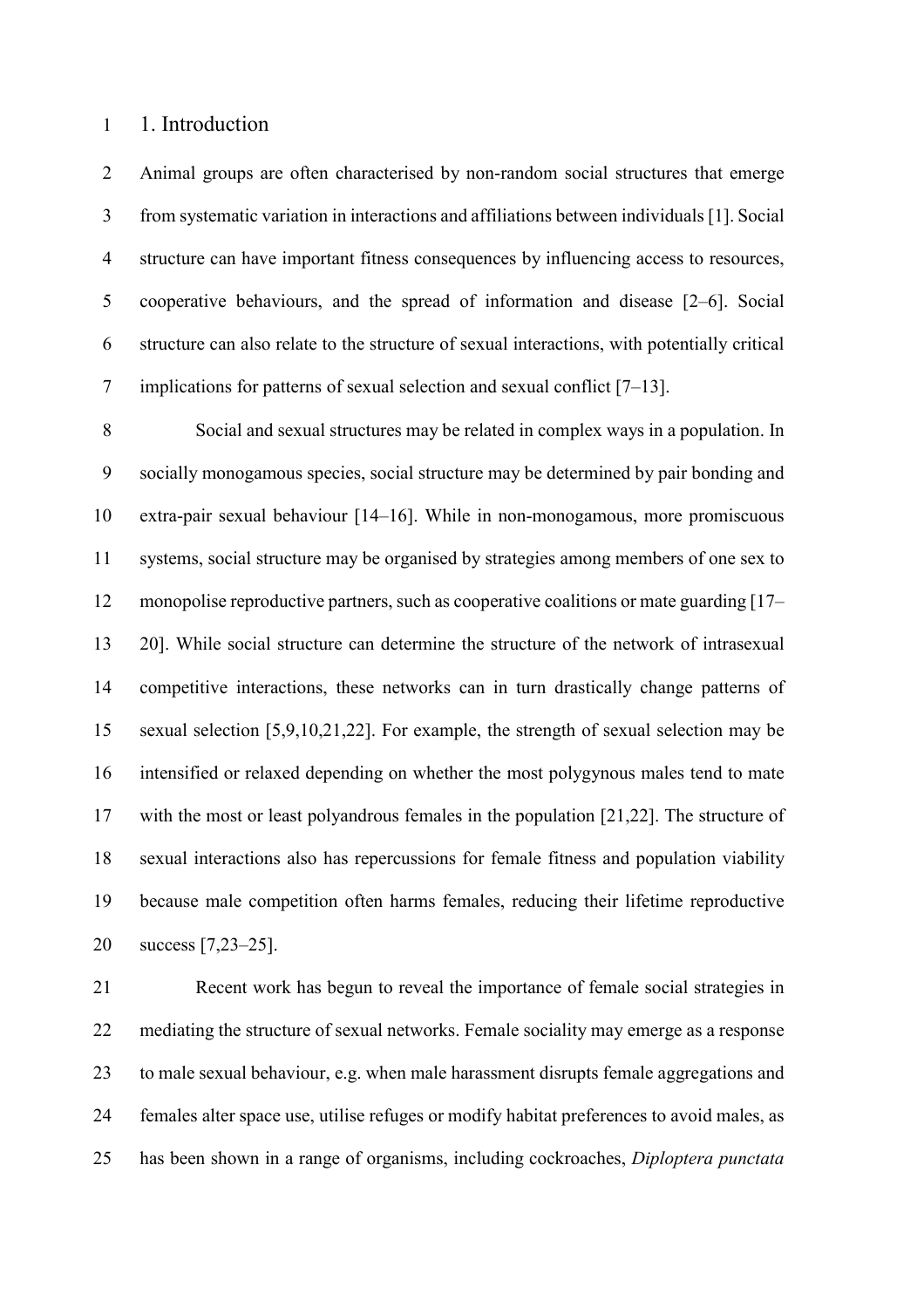# 1. Introduction

Animal groups are often characterised by non-random social structures that emerge from systematic variation in interactions and affiliations between individuals [1]. Social structure can have important fitness consequences by influencing access to resources, cooperative behaviours, and the spread of information and disease [2–6]. Social structure can also relate to the structure of sexual interactions, with potentially critical implications for patterns of sexual selection and sexual conflict [7–13].

Social and sexual structures may be related in complex ways in a population. In socially monogamous species, social structure may be determined by pair bonding and extra-pair sexual behaviour [14–16]. While in non-monogamous, more promiscuous systems, social structure may be organised by strategies among members of one sex to monopolise reproductive partners, such as cooperative coalitions or mate guarding [17–20]. While social structure can determine the structure of the network of intrasexual competitive interactions, these networks can in turn drastically change patterns of sexual selection [5,9,10,21,22]. For example, the strength of sexual selection may be intensified or relaxed depending on whether the most polygynous males tend to mate with the most or least polyandrous females in the population [21,22]. The structure of sexual interactions also has repercussions for female fitness and population viability because male competition often harms females, reducing their lifetime reproductive success [7,23–25].

Recent work has begun to reveal the importance of female social strategies in mediating the structure of sexual networks. Female sociality may emerge as a response to male sexual behaviour, e.g. when male harassment disrupts female aggregations and females alter space use, utilise refuges or modify habitat preferences to avoid males, as has been shown in a range of organisms, including cockroaches, *Diploptera punctata*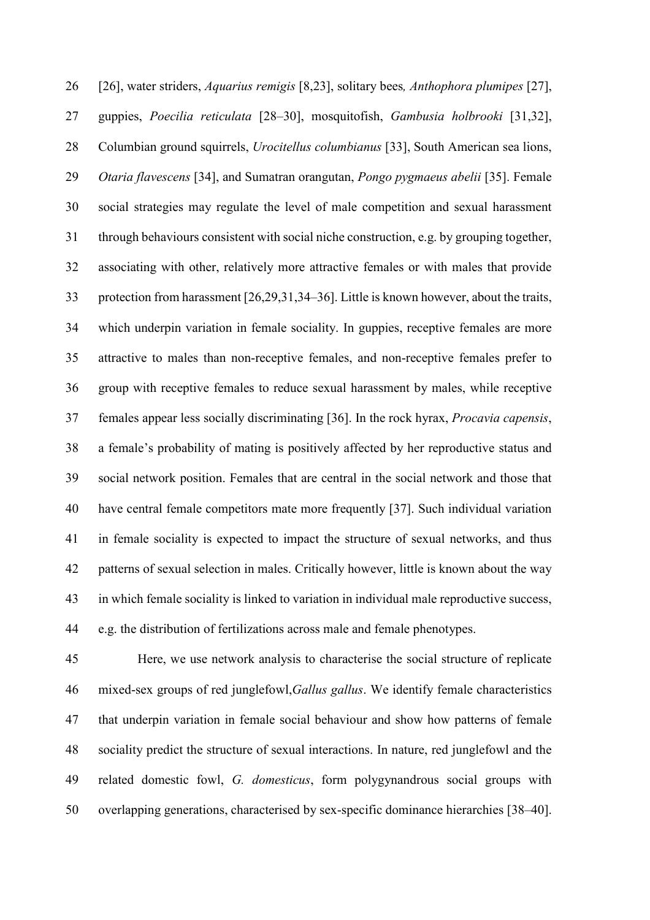[26], water striders, *Aquarius remigis* [8,23], solitary bees*, Anthophora plumipes* [27], guppies, *Poecilia reticulata* [28–30], mosquitofish, *Gambusia holbrooki* [31,32], Columbian ground squirrels, *Urocitellus columbianus* [33], South American sea lions, *Otaria flavescens* [34], and Sumatran orangutan, *Pongo pygmaeus abelii* [35]. Female social strategies may regulate the level of male competition and sexual harassment through behaviours consistent with social niche construction, e.g. by grouping together, associating with other, relatively more attractive females or with males that provide protection from harassment [26,29,31,34–36]. Little is known however, about the traits, which underpin variation in female sociality. In guppies, receptive females are more attractive to males than non-receptive females, and non-receptive females prefer to group with receptive females to reduce sexual harassment by males, while receptive females appear less socially discriminating [36]. In the rock hyrax, *Procavia capensis*, a female's probability of mating is positively affected by her reproductive status and social network position. Females that are central in the social network and those that have central female competitors mate more frequently [37]. Such individual variation in female sociality is expected to impact the structure of sexual networks, and thus patterns of sexual selection in males. Critically however, little is known about the way in which female sociality is linked to variation in individual male reproductive success, e.g. the distribution of fertilizations across male and female phenotypes.

Here, we use network analysis to characterise the social structure of replicate mixed-sex groups of red junglefowl,*Gallus gallus*. We identify female characteristics that underpin variation in female social behaviour and show how patterns of female sociality predict the structure of sexual interactions. In nature, red junglefowl and the related domestic fowl, *G. domesticus*, form polygynandrous social groups with overlapping generations, characterised by sex-specific dominance hierarchies [38–40].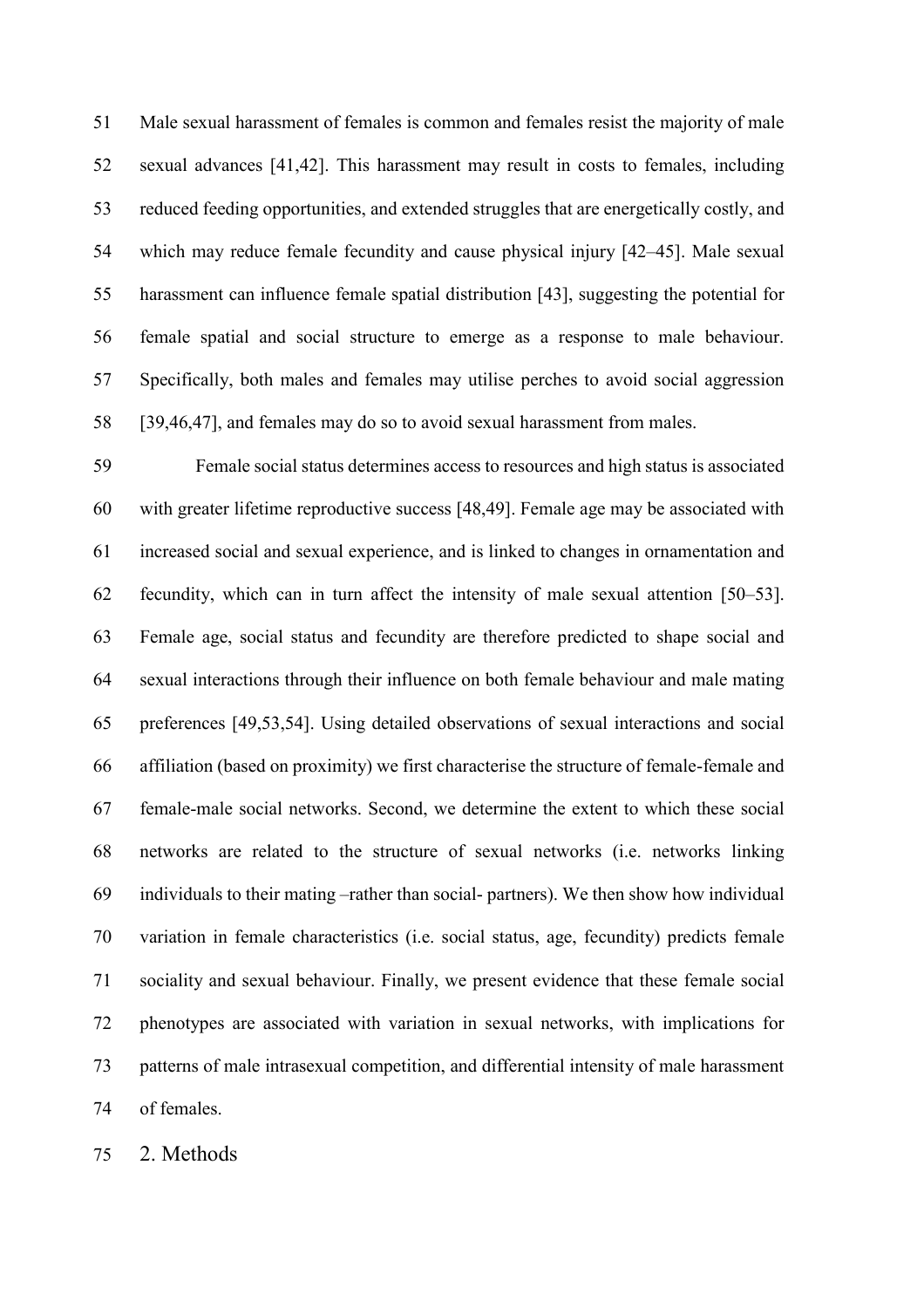Male sexual harassment of females is common and females resist the majority of male sexual advances [41,42]. This harassment may result in costs to females, including reduced feeding opportunities, and extended struggles that are energetically costly, and which may reduce female fecundity and cause physical injury [42–45]. Male sexual harassment can influence female spatial distribution [43], suggesting the potential for female spatial and social structure to emerge as a response to male behaviour. Specifically, both males and females may utilise perches to avoid social aggression [39,46,47], and females may do so to avoid sexual harassment from males.

Female social status determines access to resources and high status is associated with greater lifetime reproductive success [48,49]. Female age may be associated with increased social and sexual experience, and is linked to changes in ornamentation and fecundity, which can in turn affect the intensity of male sexual attention [50–53]. Female age, social status and fecundity are therefore predicted to shape social and sexual interactions through their influence on both female behaviour and male mating preferences [49,53,54]. Using detailed observations of sexual interactions and social affiliation (based on proximity) we first characterise the structure of female-female and female-male social networks. Second, we determine the extent to which these social networks are related to the structure of sexual networks (i.e. networks linking individuals to their mating –rather than social- partners). We then show how individual variation in female characteristics (i.e. social status, age, fecundity) predicts female sociality and sexual behaviour. Finally, we present evidence that these female social phenotypes are associated with variation in sexual networks, with implications for patterns of male intrasexual competition, and differential intensity of male harassment of females.

## 2. Methods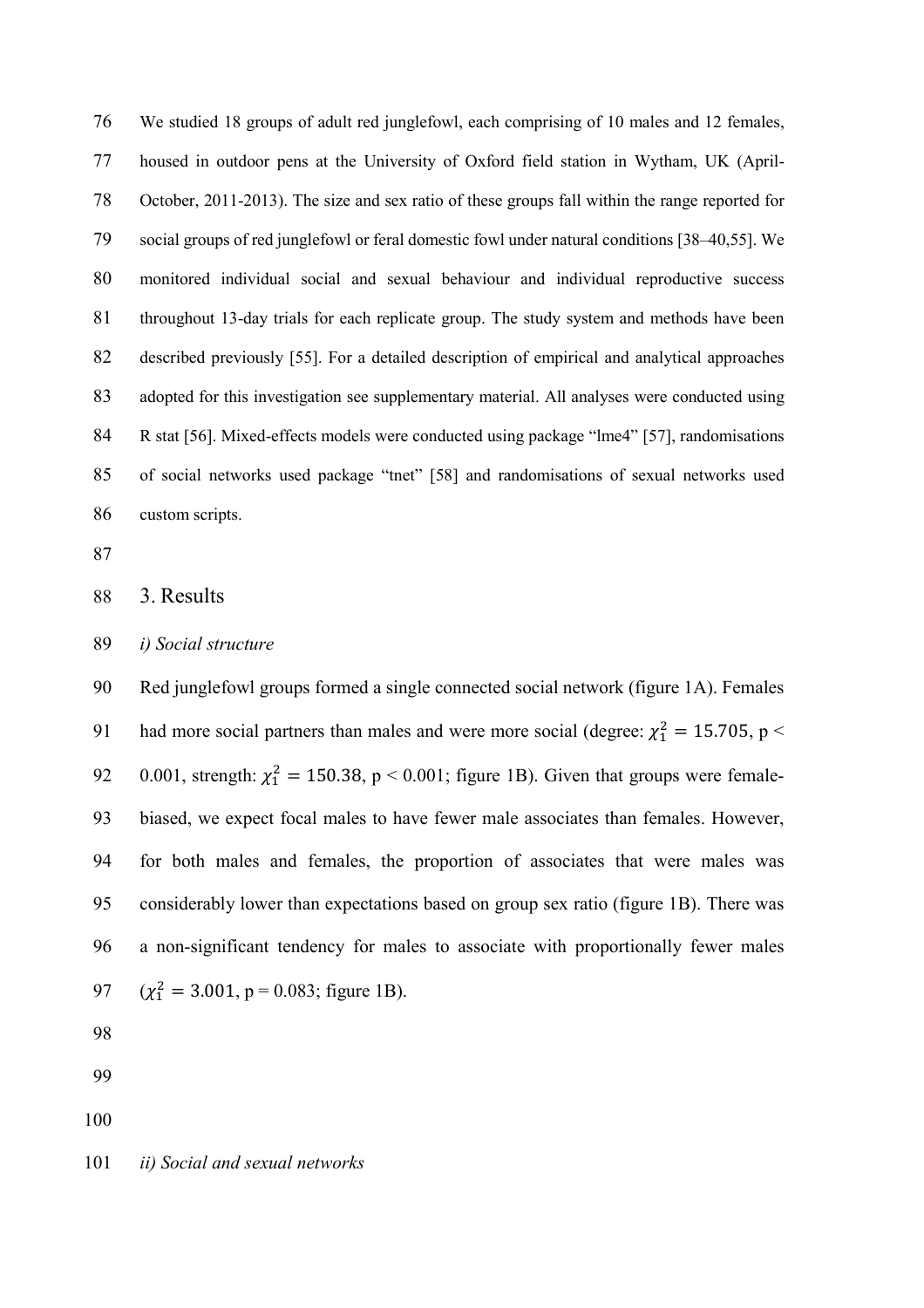We studied 18 groups of adult red junglefowl, each comprising of 10 males and 12 females, housed in outdoor pens at the University of Oxford field station in Wytham, UK (April-October, 2011-2013). The size and sex ratio of these groups fall within the range reported for social groups of red junglefowl or feral domestic fowl under natural conditions [38–40,55]. We monitored individual social and sexual behaviour and individual reproductive success throughout 13-day trials for each replicate group. The study system and methods have been described previously [55]. For a detailed description of empirical and analytical approaches adopted for this investigation see supplementary material. All analyses were conducted using R stat [56]. Mixed-effects models were conducted using package "lme4" [57], randomisations of social networks used package "tnet" [58] and randomisations of sexual networks used custom scripts.

## 3. Results

*i) Social structure*

Red junglefowl groups formed a single connected social network (figure 1A). Females had more social partners than males and were more social (degree: $\chi^2_1 = 15.705$, $p < 0.001$, strength: $\chi^2_1 = 150.38$, $p < 0.001$; figure 1B). Given that groups were female-biased, we expect focal males to have fewer male associates than females. However, for both males and females, the proportion of associates that were males was considerably lower than expectations based on group sex ratio (figure 1B). There was a non-significant tendency for males to associate with proportionally fewer males ($\chi^2_1 = 3.001$, $p = 0.083$; figure 1B).

*ii) Social and sexual networks*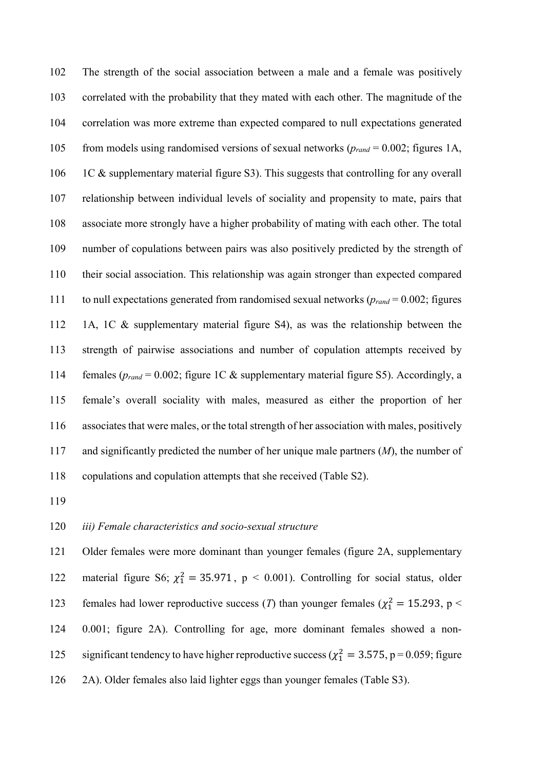The strength of the social association between a male and a female was positively correlated with the probability that they mated with each other. The magnitude of the correlation was more extreme than expected compared to null expectations generated from models using randomised versions of sexual networks ($p_{rand}$ = 0.002; figures 1A, 1C & supplementary material figure S3). This suggests that controlling for any overall relationship between individual levels of sociality and propensity to mate, pairs that associate more strongly have a higher probability of mating with each other. The total number of copulations between pairs was also positively predicted by the strength of their social association. This relationship was again stronger than expected compared to null expectations generated from randomised sexual networks ($p_{rand}$ = 0.002; figures 1A, 1C & supplementary material figure S4), as was the relationship between the strength of pairwise associations and number of copulation attempts received by females ($p_{rand}$ = 0.002; figure 1C & supplementary material figure S5). Accordingly, a female's overall sociality with males, measured as either the proportion of her associates that were males, or the total strength of her association with males, positively and significantly predicted the number of her unique male partners (*M*), the number of copulations and copulation attempts that she received (Table S2).

*iii) Female characteristics and socio-sexual structure*

Older females were more dominant than younger females (figure 2A, supplementary material figure S6; $\chi^2_1 = 35.971$, $p < 0.001$). Controlling for social status, older females had lower reproductive success (*T*) than younger females ($\chi^2_1 = 15.293$, $p < 0.001$; figure 2A). Controlling for age, more dominant females showed a non-significant tendency to have higher reproductive success ($\chi^2_1 = 3.575$, $p = 0.059$; figure 2A). Older females also laid lighter eggs than younger females (Table S3).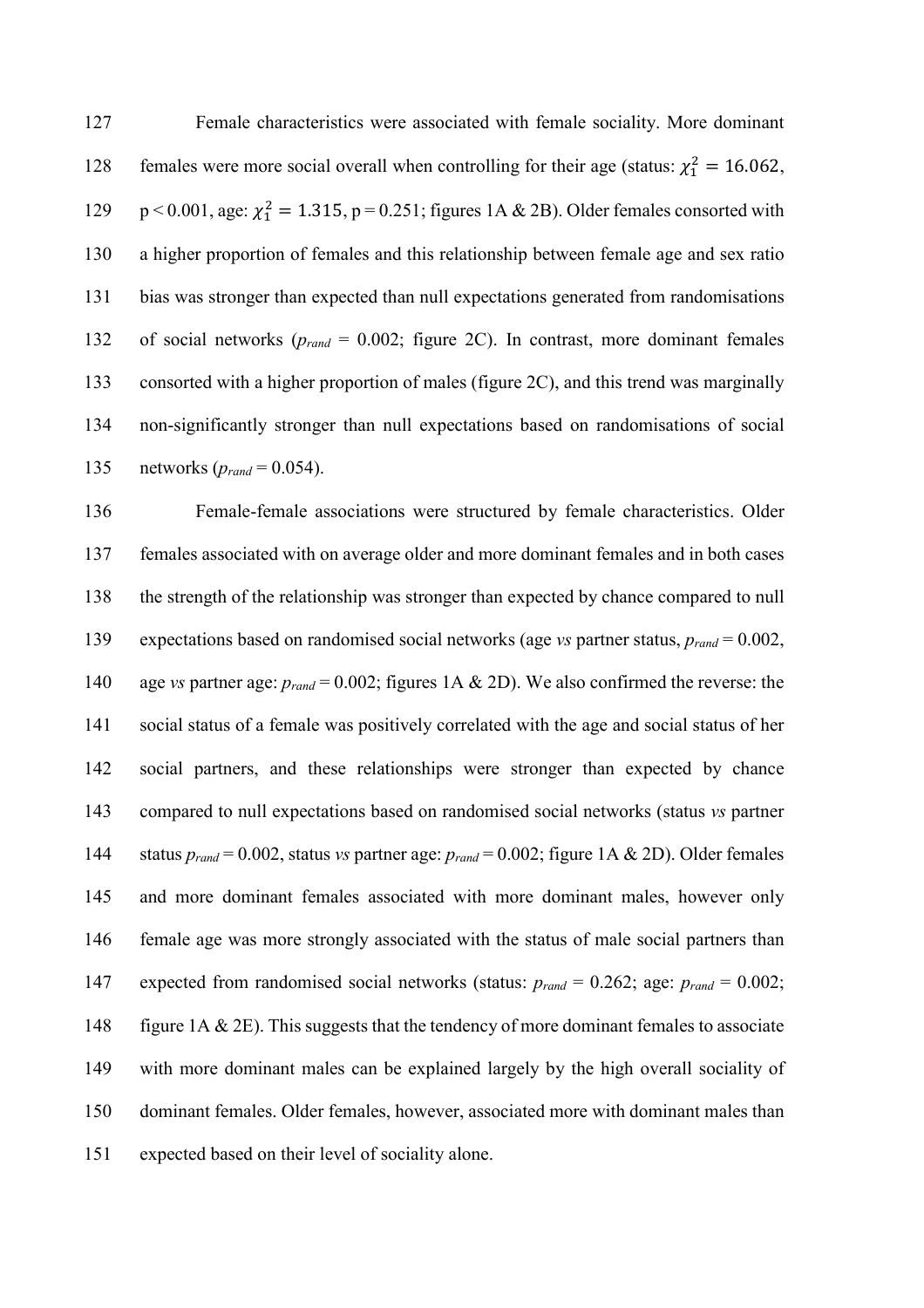Female characteristics were associated with female sociality. More dominant females were more social overall when controlling for their age (status: $\chi_1^2 = 16.062$, $p < 0.001$, age: $\chi_1^2 = 1.315$, $p = 0.251$; figures 1A & 2B). Older females consorted with a higher proportion of females and this relationship between female age and sex ratio bias was stronger than expected than null expectations generated from randomisations of social networks ($p_{rand} = 0.002$; figure 2C). In contrast, more dominant females consorted with a higher proportion of males (figure 2C), and this trend was marginally non-significantly stronger than null expectations based on randomisations of social networks ($p_{rand} = 0.054$).

Female-female associations were structured by female characteristics. Older females associated with on average older and more dominant females and in both cases the strength of the relationship was stronger than expected by chance compared to null expectations based on randomised social networks (age *vs* partner status, $p_{rand} = 0.002$, age *vs* partner age: $p_{rand} = 0.002$; figures 1A & 2D). We also confirmed the reverse: the social status of a female was positively correlated with the age and social status of her social partners, and these relationships were stronger than expected by chance compared to null expectations based on randomised social networks (status *vs* partner status $p_{rand} = 0.002$, status *vs* partner age: $p_{rand} = 0.002$; figure 1A & 2D). Older females and more dominant females associated with more dominant males, however only female age was more strongly associated with the status of male social partners than expected from randomised social networks (status: $p_{rand} = 0.262$; age: $p_{rand} = 0.002$; figure 1A & 2E). This suggests that the tendency of more dominant females to associate with more dominant males can be explained largely by the high overall sociality of dominant females. Older females, however, associated more with dominant males than expected based on their level of sociality alone.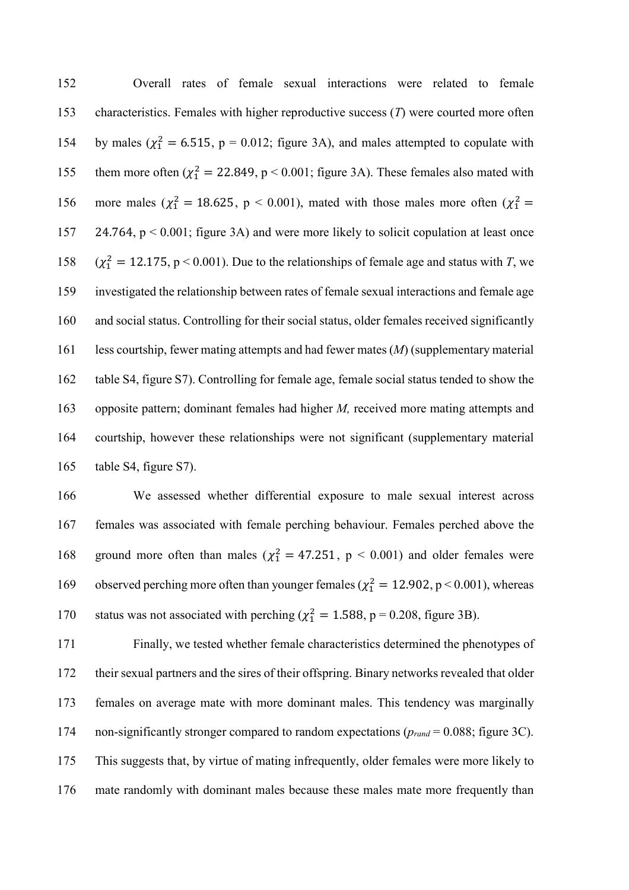Overall rates of female sexual interactions were related to female characteristics. Females with higher reproductive success (*T*) were courted more often by males ($\chi^2_1 = 6.515$, p = 0.012; figure 3A), and males attempted to copulate with them more often ($\chi^2_1 = 22.849$, p < 0.001; figure 3A). These females also mated with more males ($\chi^2_1 = 18.625$, p < 0.001), mated with those males more often ($\chi^2_1 = 24.764$, p < 0.001; figure 3A) and were more likely to solicit copulation at least once ($\chi^2_1 = 12.175$, p < 0.001). Due to the relationships of female age and status with *T*, we investigated the relationship between rates of female sexual interactions and female age and social status. Controlling for their social status, older females received significantly less courtship, fewer mating attempts and had fewer mates (*M*) (supplementary material table S4, figure S7). Controlling for female age, female social status tended to show the opposite pattern; dominant females had higher *M,* received more mating attempts and courtship, however these relationships were not significant (supplementary material table S4, figure S7).

We assessed whether differential exposure to male sexual interest across females was associated with female perching behaviour. Females perched above the ground more often than males ($\chi^2_1 = 47.251$, p < 0.001) and older females were observed perching more often than younger females ($\chi^2_1 = 12.902$, p < 0.001), whereas status was not associated with perching ($\chi^2_1 = 1.588$, p = 0.208, figure 3B).

Finally, we tested whether female characteristics determined the phenotypes of their sexual partners and the sires of their offspring. Binary networks revealed that older females on average mate with more dominant males. This tendency was marginally non-significantly stronger compared to random expectations ($p_{rand}$ = 0.088; figure 3C). This suggests that, by virtue of mating infrequently, older females were more likely to mate randomly with dominant males because these males mate more frequently than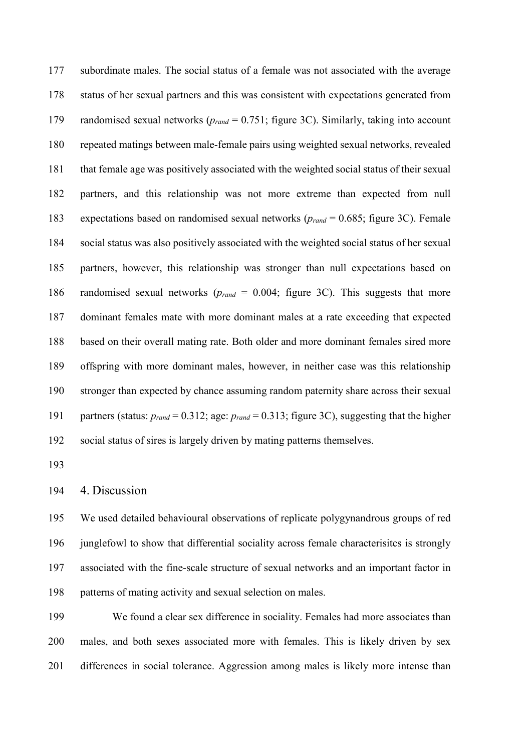subordinate males. The social status of a female was not associated with the average status of her sexual partners and this was consistent with expectations generated from randomised sexual networks ($p_{rand}$ = 0.751; figure 3C). Similarly, taking into account repeated matings between male-female pairs using weighted sexual networks, revealed that female age was positively associated with the weighted social status of their sexual partners, and this relationship was not more extreme than expected from null expectations based on randomised sexual networks ($p_{rand}$ = 0.685; figure 3C). Female social status was also positively associated with the weighted social status of her sexual partners, however, this relationship was stronger than null expectations based on randomised sexual networks ($p_{rand}$ = 0.004; figure 3C). This suggests that more dominant females mate with more dominant males at a rate exceeding that expected based on their overall mating rate. Both older and more dominant females sired more offspring with more dominant males, however, in neither case was this relationship stronger than expected by chance assuming random paternity share across their sexual partners (status: $p_{rand}$ = 0.312; age: $p_{rand}$ = 0.313; figure 3C), suggesting that the higher social status of sires is largely driven by mating patterns themselves.

# 4. Discussion

We used detailed behavioural observations of replicate polygynandrous groups of red junglefowl to show that differential sociality across female characterisitcs is strongly associated with the fine-scale structure of sexual networks and an important factor in patterns of mating activity and sexual selection on males.

We found a clear sex difference in sociality. Females had more associates than males, and both sexes associated more with females. This is likely driven by sex differences in social tolerance. Aggression among males is likely more intense than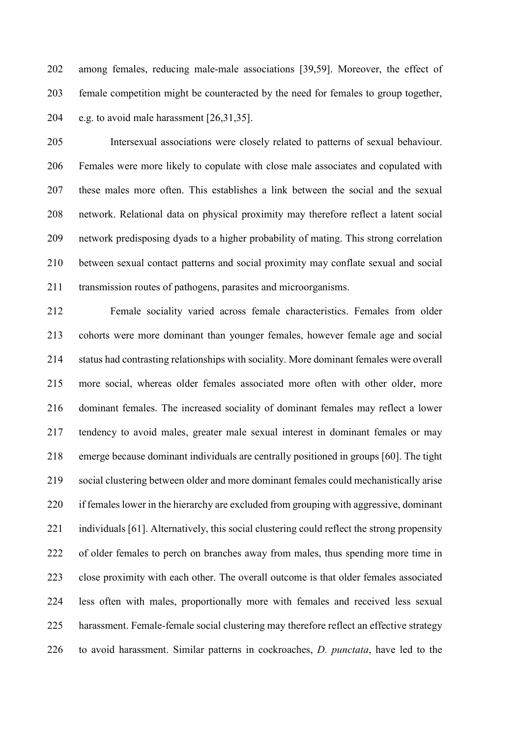among females, reducing male-male associations [39,59]. Moreover, the effect of female competition might be counteracted by the need for females to group together, e.g. to avoid male harassment [26,31,35].

Intersexual associations were closely related to patterns of sexual behaviour. Females were more likely to copulate with close male associates and copulated with these males more often. This establishes a link between the social and the sexual network. Relational data on physical proximity may therefore reflect a latent social network predisposing dyads to a higher probability of mating. This strong correlation between sexual contact patterns and social proximity may conflate sexual and social transmission routes of pathogens, parasites and microorganisms.

Female sociality varied across female characteristics. Females from older cohorts were more dominant than younger females, however female age and social status had contrasting relationships with sociality. More dominant females were overall more social, whereas older females associated more often with other older, more dominant females. The increased sociality of dominant females may reflect a lower tendency to avoid males, greater male sexual interest in dominant females or may emerge because dominant individuals are centrally positioned in groups [60]. The tight social clustering between older and more dominant females could mechanistically arise if females lower in the hierarchy are excluded from grouping with aggressive, dominant individuals [61]. Alternatively, this social clustering could reflect the strong propensity of older females to perch on branches away from males, thus spending more time in close proximity with each other. The overall outcome is that older females associated less often with males, proportionally more with females and received less sexual harassment. Female-female social clustering may therefore reflect an effective strategy to avoid harassment. Similar patterns in cockroaches, *D. punctata*, have led to the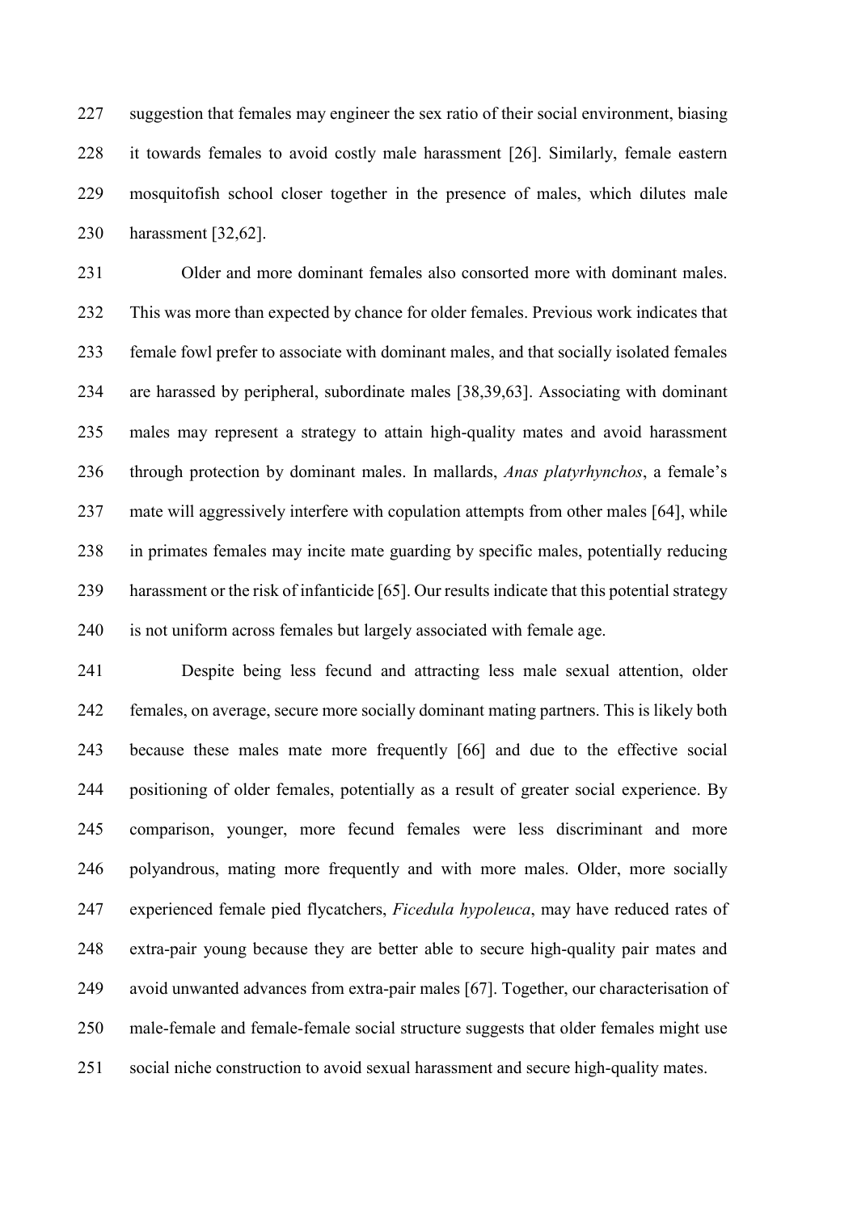suggestion that females may engineer the sex ratio of their social environment, biasing it towards females to avoid costly male harassment [26]. Similarly, female eastern mosquitofish school closer together in the presence of males, which dilutes male harassment [32,62].

Older and more dominant females also consorted more with dominant males. This was more than expected by chance for older females. Previous work indicates that female fowl prefer to associate with dominant males, and that socially isolated females are harassed by peripheral, subordinate males [38,39,63]. Associating with dominant males may represent a strategy to attain high-quality mates and avoid harassment through protection by dominant males. In mallards, *Anas platyrhynchos*, a female's mate will aggressively interfere with copulation attempts from other males [64], while in primates females may incite mate guarding by specific males, potentially reducing harassment or the risk of infanticide [65]. Our results indicate that this potential strategy is not uniform across females but largely associated with female age.

Despite being less fecund and attracting less male sexual attention, older females, on average, secure more socially dominant mating partners. This is likely both because these males mate more frequently [66] and due to the effective social positioning of older females, potentially as a result of greater social experience. By comparison, younger, more fecund females were less discriminant and more polyandrous, mating more frequently and with more males. Older, more socially experienced female pied flycatchers, *Ficedula hypoleuca*, may have reduced rates of extra-pair young because they are better able to secure high-quality pair mates and avoid unwanted advances from extra-pair males [67]. Together, our characterisation of male-female and female-female social structure suggests that older females might use social niche construction to avoid sexual harassment and secure high-quality mates.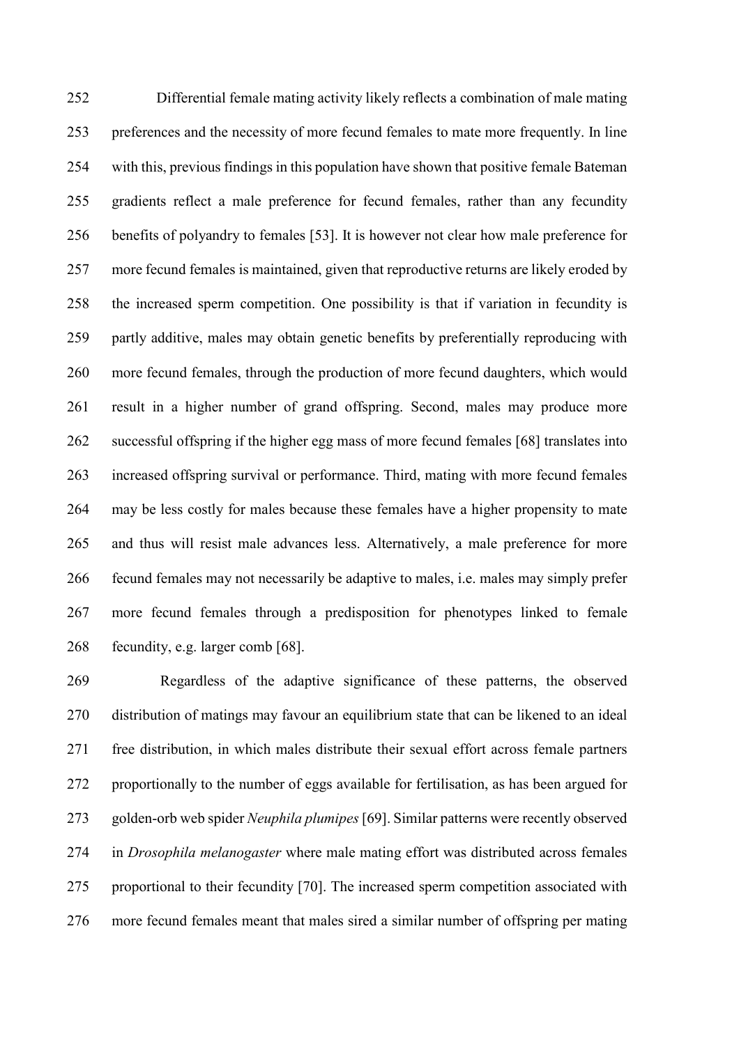Differential female mating activity likely reflects a combination of male mating preferences and the necessity of more fecund females to mate more frequently. In line with this, previous findings in this population have shown that positive female Bateman gradients reflect a male preference for fecund females, rather than any fecundity benefits of polyandry to females [53]. It is however not clear how male preference for more fecund females is maintained, given that reproductive returns are likely eroded by the increased sperm competition. One possibility is that if variation in fecundity is partly additive, males may obtain genetic benefits by preferentially reproducing with more fecund females, through the production of more fecund daughters, which would result in a higher number of grand offspring. Second, males may produce more successful offspring if the higher egg mass of more fecund females [68] translates into increased offspring survival or performance. Third, mating with more fecund females may be less costly for males because these females have a higher propensity to mate and thus will resist male advances less. Alternatively, a male preference for more fecund females may not necessarily be adaptive to males, i.e. males may simply prefer more fecund females through a predisposition for phenotypes linked to female fecundity, e.g. larger comb [68].

Regardless of the adaptive significance of these patterns, the observed distribution of matings may favour an equilibrium state that can be likened to an ideal free distribution, in which males distribute their sexual effort across female partners proportionally to the number of eggs available for fertilisation, as has been argued for golden-orb web spider *Neuphila plumipes* [69]. Similar patterns were recently observed in *Drosophila melanogaster* where male mating effort was distributed across females proportional to their fecundity [70]. The increased sperm competition associated with more fecund females meant that males sired a similar number of offspring per mating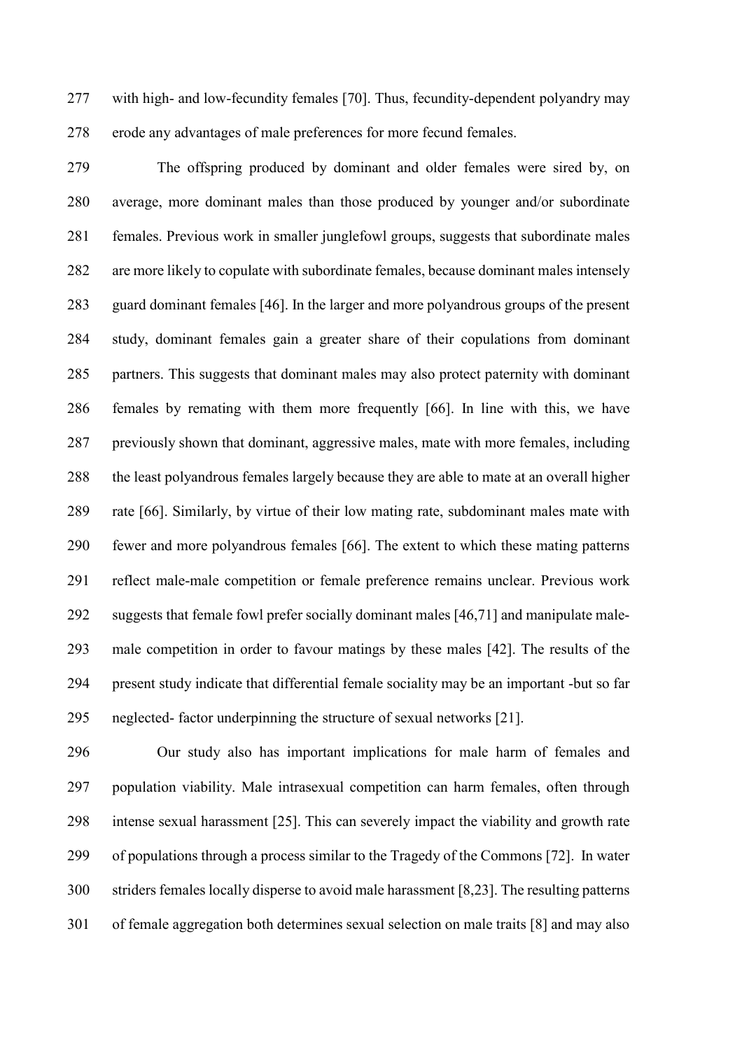with high- and low-fecundity females [70]. Thus, fecundity-dependent polyandry may erode any advantages of male preferences for more fecund females.

The offspring produced by dominant and older females were sired by, on average, more dominant males than those produced by younger and/or subordinate females. Previous work in smaller junglefowl groups, suggests that subordinate males are more likely to copulate with subordinate females, because dominant males intensely guard dominant females [46]. In the larger and more polyandrous groups of the present study, dominant females gain a greater share of their copulations from dominant partners. This suggests that dominant males may also protect paternity with dominant females by remating with them more frequently [66]. In line with this, we have previously shown that dominant, aggressive males, mate with more females, including the least polyandrous females largely because they are able to mate at an overall higher rate [66]. Similarly, by virtue of their low mating rate, subdominant males mate with fewer and more polyandrous females [66]. The extent to which these mating patterns reflect male-male competition or female preference remains unclear. Previous work suggests that female fowl prefer socially dominant males [46,71] and manipulate male-male competition in order to favour matings by these males [42]. The results of the present study indicate that differential female sociality may be an important -but so far neglected- factor underpinning the structure of sexual networks [21].

Our study also has important implications for male harm of females and population viability. Male intrasexual competition can harm females, often through intense sexual harassment [25]. This can severely impact the viability and growth rate of populations through a process similar to the Tragedy of the Commons [72]. In water striders females locally disperse to avoid male harassment [8,23]. The resulting patterns of female aggregation both determines sexual selection on male traits [8] and may also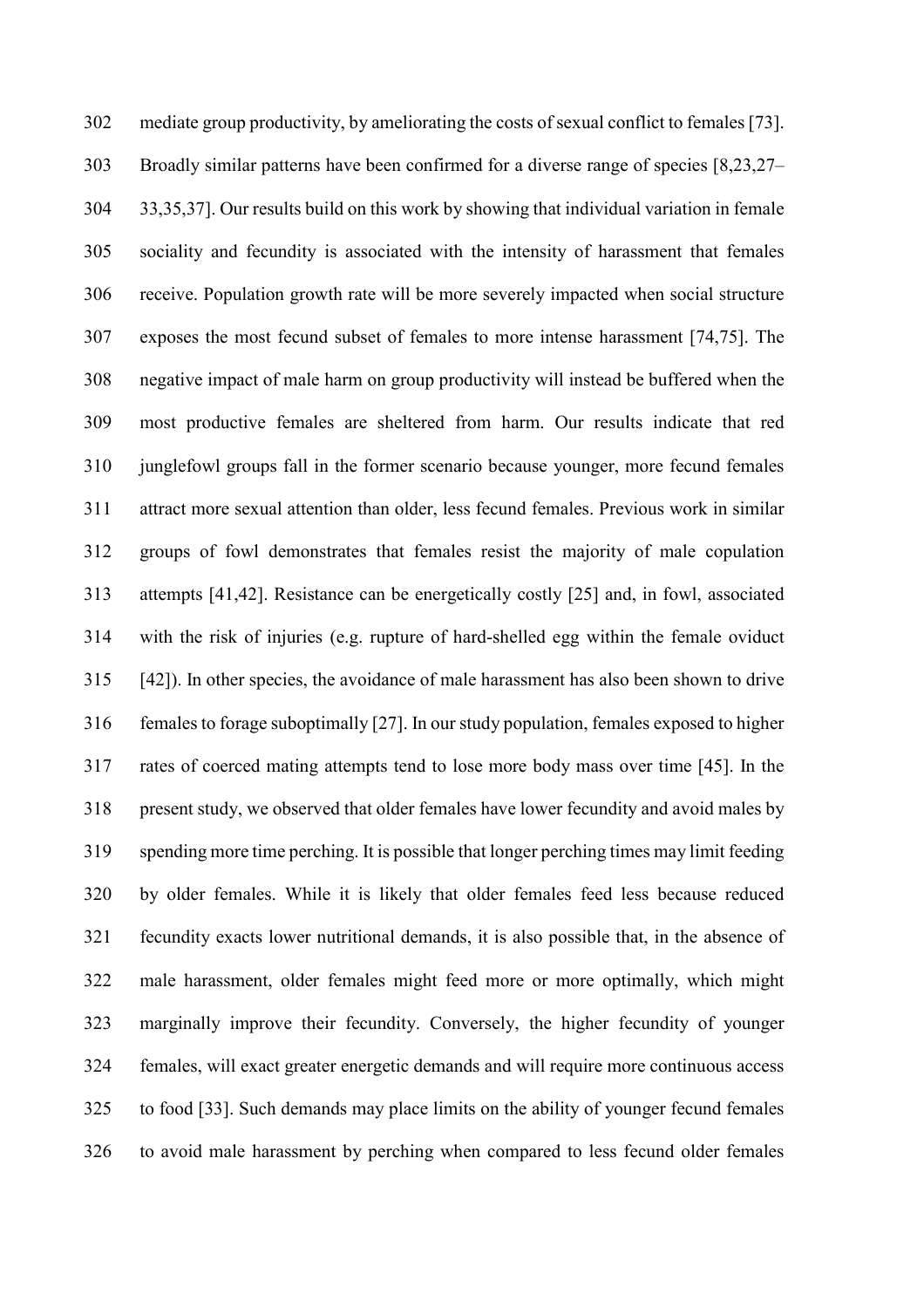mediate group productivity, by ameliorating the costs of sexual conflict to females [73]. Broadly similar patterns have been confirmed for a diverse range of species [8,23,27–33,35,37]. Our results build on this work by showing that individual variation in female sociality and fecundity is associated with the intensity of harassment that females receive. Population growth rate will be more severely impacted when social structure exposes the most fecund subset of females to more intense harassment [74,75]. The negative impact of male harm on group productivity will instead be buffered when the most productive females are sheltered from harm. Our results indicate that red junglefowl groups fall in the former scenario because younger, more fecund females attract more sexual attention than older, less fecund females. Previous work in similar groups of fowl demonstrates that females resist the majority of male copulation attempts [41,42]. Resistance can be energetically costly [25] and, in fowl, associated with the risk of injuries (e.g. rupture of hard-shelled egg within the female oviduct [42]). In other species, the avoidance of male harassment has also been shown to drive females to forage suboptimally [27]. In our study population, females exposed to higher rates of coerced mating attempts tend to lose more body mass over time [45]. In the present study, we observed that older females have lower fecundity and avoid males by spending more time perching. It is possible that longer perching times may limit feeding by older females. While it is likely that older females feed less because reduced fecundity exacts lower nutritional demands, it is also possible that, in the absence of male harassment, older females might feed more or more optimally, which might marginally improve their fecundity. Conversely, the higher fecundity of younger females, will exact greater energetic demands and will require more continuous access to food [33]. Such demands may place limits on the ability of younger fecund females to avoid male harassment by perching when compared to less fecund older females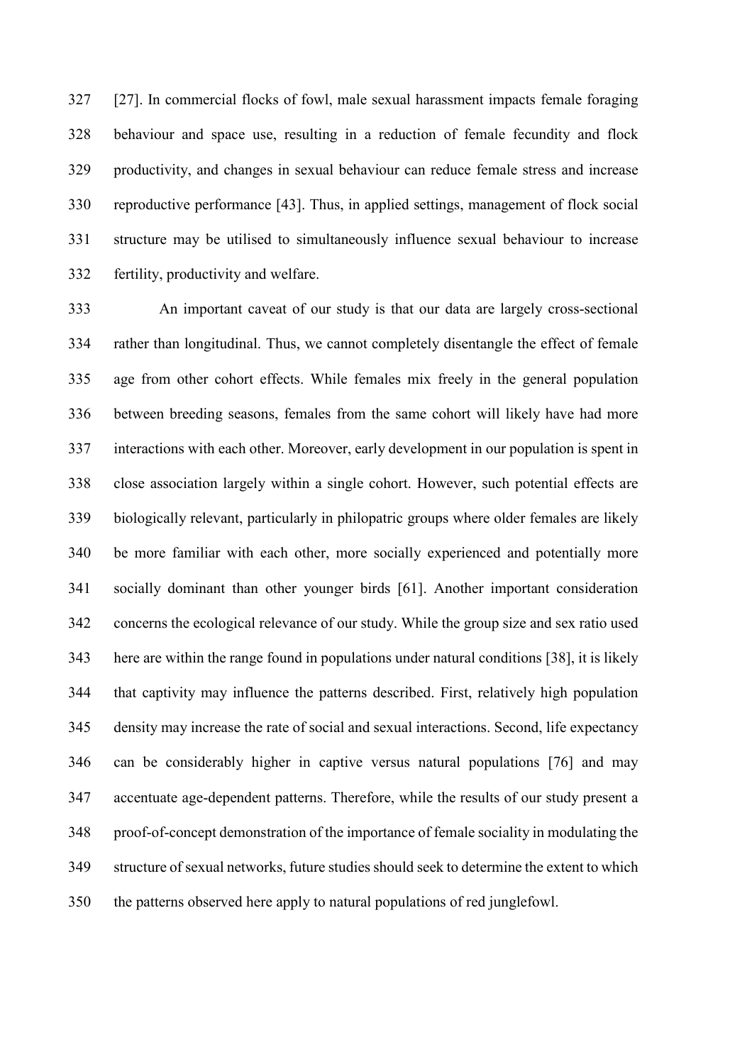[27]. In commercial flocks of fowl, male sexual harassment impacts female foraging behaviour and space use, resulting in a reduction of female fecundity and flock productivity, and changes in sexual behaviour can reduce female stress and increase reproductive performance [43]. Thus, in applied settings, management of flock social structure may be utilised to simultaneously influence sexual behaviour to increase fertility, productivity and welfare.

An important caveat of our study is that our data are largely cross-sectional rather than longitudinal. Thus, we cannot completely disentangle the effect of female age from other cohort effects. While females mix freely in the general population between breeding seasons, females from the same cohort will likely have had more interactions with each other. Moreover, early development in our population is spent in close association largely within a single cohort. However, such potential effects are biologically relevant, particularly in philopatric groups where older females are likely be more familiar with each other, more socially experienced and potentially more socially dominant than other younger birds [61]. Another important consideration concerns the ecological relevance of our study. While the group size and sex ratio used here are within the range found in populations under natural conditions [38], it is likely that captivity may influence the patterns described. First, relatively high population density may increase the rate of social and sexual interactions. Second, life expectancy can be considerably higher in captive versus natural populations [76] and may accentuate age-dependent patterns. Therefore, while the results of our study present a proof-of-concept demonstration of the importance of female sociality in modulating the structure of sexual networks, future studies should seek to determine the extent to which the patterns observed here apply to natural populations of red junglefowl.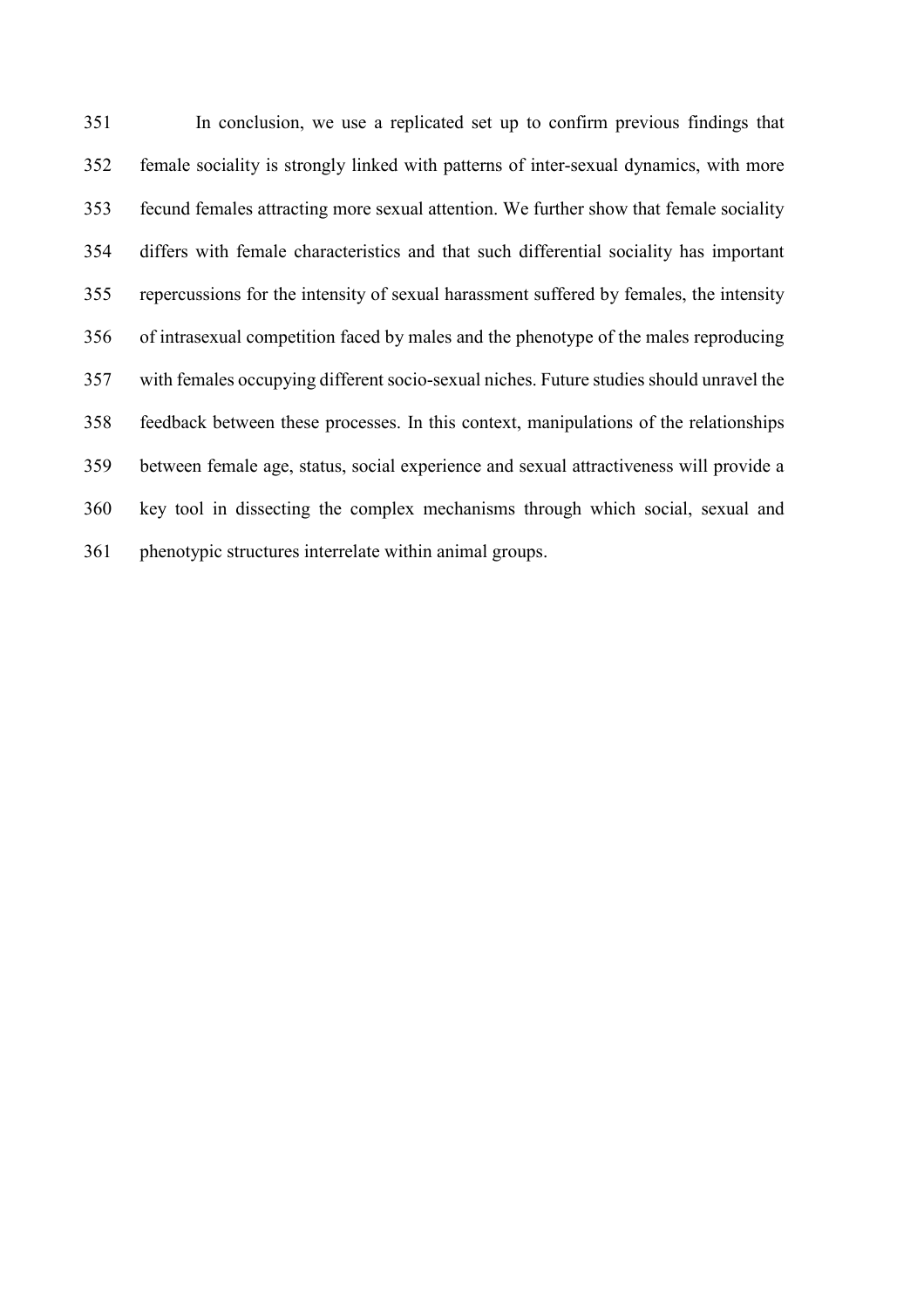In conclusion, we use a replicated set up to confirm previous findings that female sociality is strongly linked with patterns of inter-sexual dynamics, with more fecund females attracting more sexual attention. We further show that female sociality differs with female characteristics and that such differential sociality has important repercussions for the intensity of sexual harassment suffered by females, the intensity of intrasexual competition faced by males and the phenotype of the males reproducing with females occupying different socio-sexual niches. Future studies should unravel the feedback between these processes. In this context, manipulations of the relationships between female age, status, social experience and sexual attractiveness will provide a key tool in dissecting the complex mechanisms through which social, sexual and phenotypic structures interrelate within animal groups.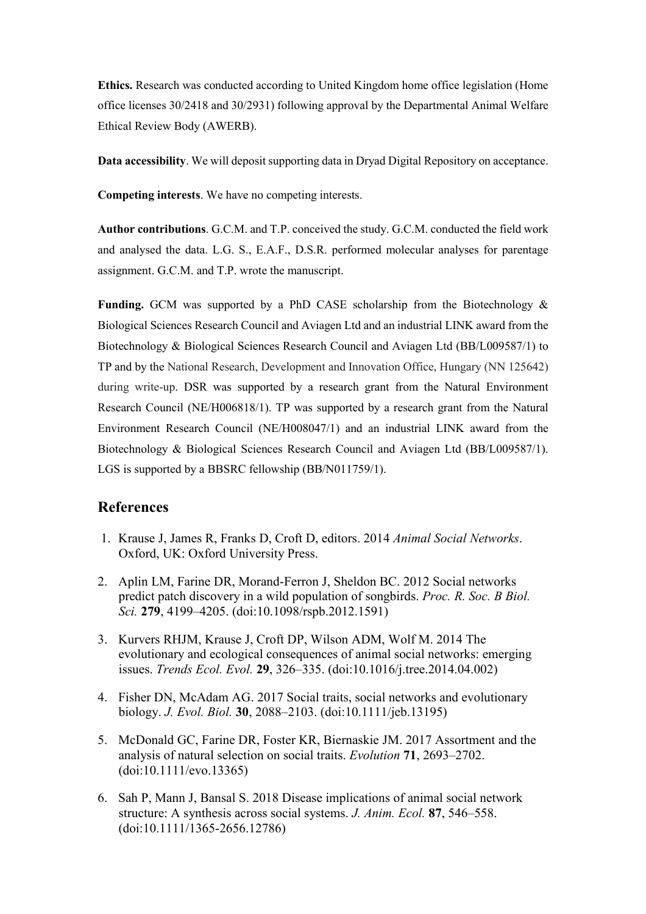**Ethics.** Research was conducted according to United Kingdom home office legislation (Home office licenses 30/2418 and 30/2931) following approval by the Departmental Animal Welfare Ethical Review Body (AWERB).

**Data accessibility**. We will deposit supporting data in Dryad Digital Repository on acceptance.

**Competing interests**. We have no competing interests.

**Author contributions**. G.C.M. and T.P. conceived the study. G.C.M. conducted the field work and analysed the data. L.G. S., E.A.F., D.S.R. performed molecular analyses for parentage assignment. G.C.M. and T.P. wrote the manuscript.

**Funding.** GCM was supported by a PhD CASE scholarship from the Biotechnology & Biological Sciences Research Council and Aviagen Ltd and an industrial LINK award from the Biotechnology & Biological Sciences Research Council and Aviagen Ltd (BB/L009587/1) to TP and by the National Research, Development and Innovation Office, Hungary (NN 125642) during write-up. DSR was supported by a research grant from the Natural Environment Research Council (NE/H006818/1). TP was supported by a research grant from the Natural Environment Research Council (NE/H008047/1) and an industrial LINK award from the Biotechnology & Biological Sciences Research Council and Aviagen Ltd (BB/L009587/1). LGS is supported by a BBSRC fellowship (BB/N011759/1).

## References

1. Krause J, James R, Franks D, Croft D, editors. 2014 *Animal Social Networks*. Oxford, UK: Oxford University Press.

2. Aplin LM, Farine DR, Morand-Ferron J, Sheldon BC. 2012 Social networks predict patch discovery in a wild population of songbirds. *Proc. R. Soc. B Biol. Sci.* **279**, 4199–4205. (doi:10.1098/rspb.2012.1591)

3. Kurvers RHJM, Krause J, Croft DP, Wilson ADM, Wolf M. 2014 The evolutionary and ecological consequences of animal social networks: emerging issues. *Trends Ecol. Evol.* **29**, 326–335. (doi:10.1016/j.tree.2014.04.002)

4. Fisher DN, McAdam AG. 2017 Social traits, social networks and evolutionary biology. *J. Evol. Biol.* **30**, 2088–2103. (doi:10.1111/jeb.13195)

5. McDonald GC, Farine DR, Foster KR, Biernaskie JM. 2017 Assortment and the analysis of natural selection on social traits. *Evolution* **71**, 2693–2702. (doi:10.1111/evo.13365)

6. Sah P, Mann J, Bansal S. 2018 Disease implications of animal social network structure: A synthesis across social systems. *J. Anim. Ecol.* **87**, 546–558. (doi:10.1111/1365-2656.12786)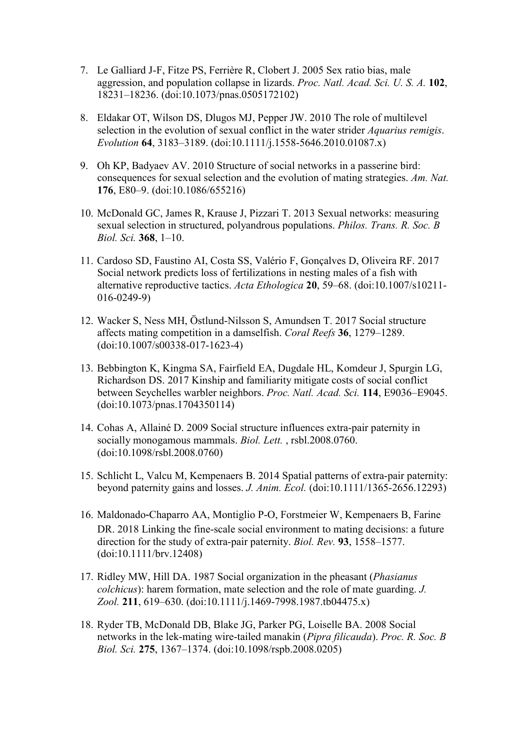7. Le Galliard J-F, Fitze PS, Ferrière R, Clobert J. 2005 Sex ratio bias, male aggression, and population collapse in lizards. *Proc. Natl. Acad. Sci. U. S. A.* **102**, 18231–18236. (doi:10.1073/pnas.0505172102)

8. Eldakar OT, Wilson DS, Dlugos MJ, Pepper JW. 2010 The role of multilevel selection in the evolution of sexual conflict in the water strider *Aquarius remigis*. *Evolution* **64**, 3183–3189. (doi:10.1111/j.1558-5646.2010.01087.x)

9. Oh KP, Badyaev AV. 2010 Structure of social networks in a passerine bird: consequences for sexual selection and the evolution of mating strategies. *Am. Nat.* **176**, E80–9. (doi:10.1086/655216)

10. McDonald GC, James R, Krause J, Pizzari T. 2013 Sexual networks: measuring sexual selection in structured, polyandrous populations. *Philos. Trans. R. Soc. B Biol. Sci.* **368**, 1–10.

11. Cardoso SD, Faustino AI, Costa SS, Valério F, Gonçalves D, Oliveira RF. 2017 Social network predicts loss of fertilizations in nesting males of a fish with alternative reproductive tactics. *Acta Ethologica* **20**, 59–68. (doi:10.1007/s10211-016-0249-9)

12. Wacker S, Ness MH, Östlund-Nilsson S, Amundsen T. 2017 Social structure affects mating competition in a damselfish. *Coral Reefs* **36**, 1279–1289. (doi:10.1007/s00338-017-1623-4)

13. Bebbington K, Kingma SA, Fairfield EA, Dugdale HL, Komdeur J, Spurgin LG, Richardson DS. 2017 Kinship and familiarity mitigate costs of social conflict between Seychelles warbler neighbors. *Proc. Natl. Acad. Sci.* **114**, E9036–E9045. (doi:10.1073/pnas.1704350114)

14. Cohas A, Allainé D. 2009 Social structure influences extra-pair paternity in socially monogamous mammals. *Biol. Lett.* , rsbl.2008.0760. (doi:10.1098/rsbl.2008.0760)

15. Schlicht L, Valcu M, Kempenaers B. 2014 Spatial patterns of extra-pair paternity: beyond paternity gains and losses. *J. Anim. Ecol.* (doi:10.1111/1365-2656.12293)

16. Maldonado-Chaparro AA, Montiglio P-O, Forstmeier W, Kempenaers B, Farine DR. 2018 Linking the fine-scale social environment to mating decisions: a future direction for the study of extra-pair paternity. *Biol. Rev.* **93**, 1558–1577. (doi:10.1111/brv.12408)

17. Ridley MW, Hill DA. 1987 Social organization in the pheasant (*Phasianus colchicus*): harem formation, mate selection and the role of mate guarding. *J. Zool.* **211**, 619–630. (doi:10.1111/j.1469-7998.1987.tb04475.x)

18. Ryder TB, McDonald DB, Blake JG, Parker PG, Loiselle BA. 2008 Social networks in the lek-mating wire-tailed manakin (*Pipra filicauda*). *Proc. R. Soc. B Biol. Sci.* **275**, 1367–1374. (doi:10.1098/rspb.2008.0205)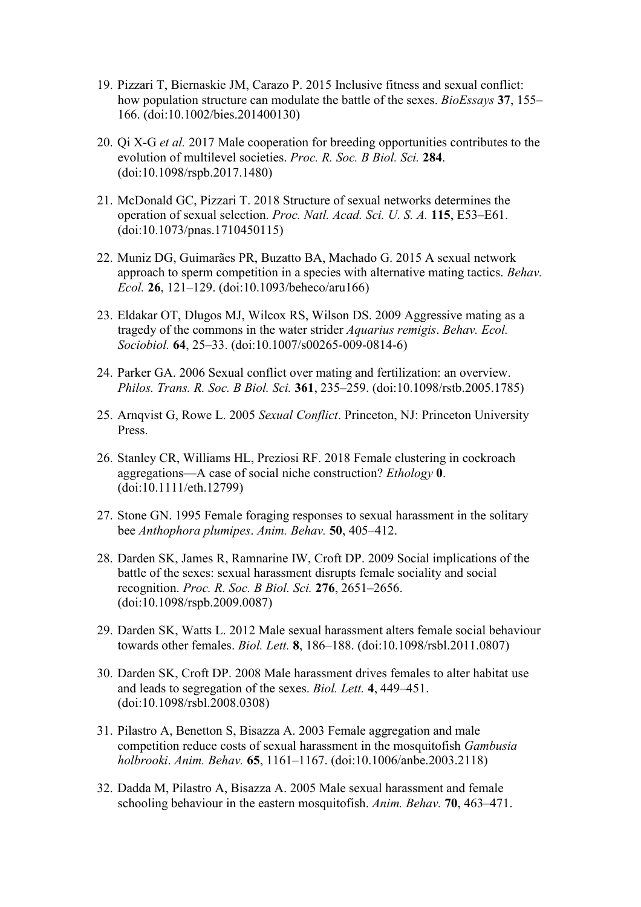19. Pizzari T, Biernaskie JM, Carazo P. 2015 Inclusive fitness and sexual conflict: how population structure can modulate the battle of the sexes. *BioEssays* **37**, 155–166. (doi:10.1002/bies.201400130)

20. Qi X-G *et al.* 2017 Male cooperation for breeding opportunities contributes to the evolution of multilevel societies. *Proc. R. Soc. B Biol. Sci.* **284**. (doi:10.1098/rspb.2017.1480)

21. McDonald GC, Pizzari T. 2018 Structure of sexual networks determines the operation of sexual selection. *Proc. Natl. Acad. Sci. U. S. A.* **115**, E53–E61. (doi:10.1073/pnas.1710450115)

22. Muniz DG, Guimarães PR, Buzatto BA, Machado G. 2015 A sexual network approach to sperm competition in a species with alternative mating tactics. *Behav. Ecol.* **26**, 121–129. (doi:10.1093/beheco/aru166)

23. Eldakar OT, Dlugos MJ, Wilcox RS, Wilson DS. 2009 Aggressive mating as a tragedy of the commons in the water strider *Aquarius remigis*. *Behav. Ecol. Sociobiol.* **64**, 25–33. (doi:10.1007/s00265-009-0814-6)

24. Parker GA. 2006 Sexual conflict over mating and fertilization: an overview. *Philos. Trans. R. Soc. B Biol. Sci.* **361**, 235–259. (doi:10.1098/rstb.2005.1785)

25. Arnqvist G, Rowe L. 2005 *Sexual Conflict*. Princeton, NJ: Princeton University Press.

26. Stanley CR, Williams HL, Preziosi RF. 2018 Female clustering in cockroach aggregations—A case of social niche construction? *Ethology* **0**. (doi:10.1111/eth.12799)

27. Stone GN. 1995 Female foraging responses to sexual harassment in the solitary bee *Anthophora plumipes*. *Anim. Behav.* **50**, 405–412.

28. Darden SK, James R, Ramnarine IW, Croft DP. 2009 Social implications of the battle of the sexes: sexual harassment disrupts female sociality and social recognition. *Proc. R. Soc. B Biol. Sci.* **276**, 2651–2656. (doi:10.1098/rspb.2009.0087)

29. Darden SK, Watts L. 2012 Male sexual harassment alters female social behaviour towards other females. *Biol. Lett.* **8**, 186–188. (doi:10.1098/rsbl.2011.0807)

30. Darden SK, Croft DP. 2008 Male harassment drives females to alter habitat use and leads to segregation of the sexes. *Biol. Lett.* **4**, 449–451. (doi:10.1098/rsbl.2008.0308)

31. Pilastro A, Benetton S, Bisazza A. 2003 Female aggregation and male competition reduce costs of sexual harassment in the mosquitofish *Gambusia holbrooki*. *Anim. Behav.* **65**, 1161–1167. (doi:10.1006/anbe.2003.2118)

32. Dadda M, Pilastro A, Bisazza A. 2005 Male sexual harassment and female schooling behaviour in the eastern mosquitofish. *Anim. Behav.* **70**, 463–471.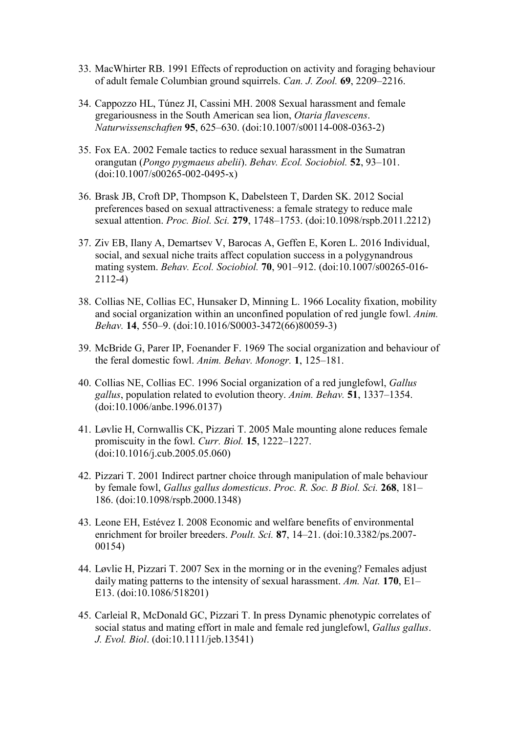33. MacWhirter RB. 1991 Effects of reproduction on activity and foraging behaviour of adult female Columbian ground squirrels. *Can. J. Zool.* **69**, 2209–2216.

34. Cappozzo HL, Túnez JI, Cassini MH. 2008 Sexual harassment and female gregariousness in the South American sea lion, *Otaria flavescens*. *Naturwissenschaften* **95**, 625–630. (doi:10.1007/s00114-008-0363-2)

35. Fox EA. 2002 Female tactics to reduce sexual harassment in the Sumatran orangutan (*Pongo pygmaeus abelii*). *Behav. Ecol. Sociobiol.* **52**, 93–101. (doi:10.1007/s00265-002-0495-x)

36. Brask JB, Croft DP, Thompson K, Dabelsteen T, Darden SK. 2012 Social preferences based on sexual attractiveness: a female strategy to reduce male sexual attention. *Proc. Biol. Sci.* **279**, 1748–1753. (doi:10.1098/rspb.2011.2212)

37. Ziv EB, Ilany A, Demartsev V, Barocas A, Geffen E, Koren L. 2016 Individual, social, and sexual niche traits affect copulation success in a polygynandrous mating system. *Behav. Ecol. Sociobiol.* **70**, 901–912. (doi:10.1007/s00265-016-2112-4)

38. Collias NE, Collias EC, Hunsaker D, Minning L. 1966 Locality fixation, mobility and social organization within an unconfined population of red jungle fowl. *Anim. Behav.* **14**, 550–9. (doi:10.1016/S0003-3472(66)80059-3)

39. McBride G, Parer IP, Foenander F. 1969 The social organization and behaviour of the feral domestic fowl. *Anim. Behav. Monogr.* **1**, 125–181.

40. Collias NE, Collias EC. 1996 Social organization of a red junglefowl, *Gallus gallus*, population related to evolution theory. *Anim. Behav.* **51**, 1337–1354. (doi:10.1006/anbe.1996.0137)

41. Løvlie H, Cornwallis CK, Pizzari T. 2005 Male mounting alone reduces female promiscuity in the fowl. *Curr. Biol.* **15**, 1222–1227. (doi:10.1016/j.cub.2005.05.060)

42. Pizzari T. 2001 Indirect partner choice through manipulation of male behaviour by female fowl, *Gallus gallus domesticus*. *Proc. R. Soc. B Biol. Sci.* **268**, 181–186. (doi:10.1098/rspb.2000.1348)

43. Leone EH, Estévez I. 2008 Economic and welfare benefits of environmental enrichment for broiler breeders. *Poult. Sci.* **87**, 14–21. (doi:10.3382/ps.2007-00154)

44. Løvlie H, Pizzari T. 2007 Sex in the morning or in the evening? Females adjust daily mating patterns to the intensity of sexual harassment. *Am. Nat.* **170**, E1–E13. (doi:10.1086/518201)

45. Carleial R, McDonald GC, Pizzari T. In press Dynamic phenotypic correlates of social status and mating effort in male and female red junglefowl, *Gallus gallus*. *J. Evol. Biol*. (doi:10.1111/jeb.13541)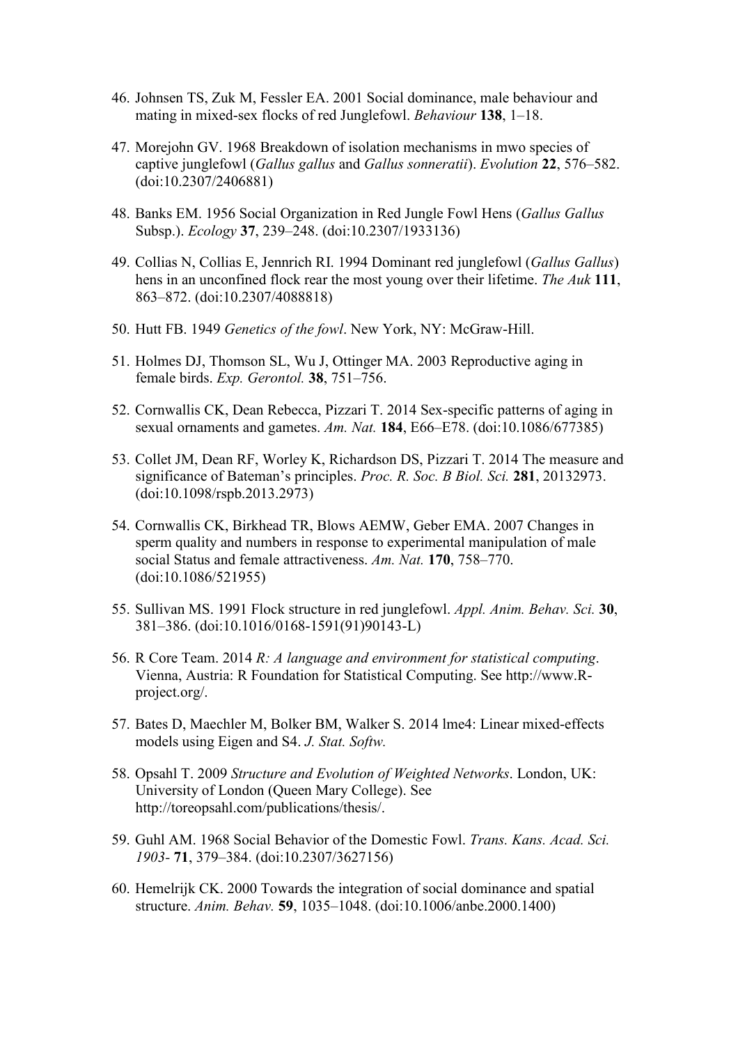46. Johnsen TS, Zuk M, Fessler EA. 2001 Social dominance, male behaviour and mating in mixed-sex flocks of red Junglefowl. *Behaviour* **138**, 1–18.

47. Morejohn GV. 1968 Breakdown of isolation mechanisms in mwo species of captive junglefowl (*Gallus gallus* and *Gallus sonneratii*). *Evolution* **22**, 576–582. (doi:10.2307/2406881)

48. Banks EM. 1956 Social Organization in Red Jungle Fowl Hens (*Gallus Gallus* Subsp.). *Ecology* **37**, 239–248. (doi:10.2307/1933136)

49. Collias N, Collias E, Jennrich RI. 1994 Dominant red junglefowl (*Gallus Gallus*) hens in an unconfined flock rear the most young over their lifetime. *The Auk* **111**, 863–872. (doi:10.2307/4088818)

50. Hutt FB. 1949 *Genetics of the fowl*. New York, NY: McGraw-Hill.

51. Holmes DJ, Thomson SL, Wu J, Ottinger MA. 2003 Reproductive aging in female birds. *Exp. Gerontol.* **38**, 751–756.

52. Cornwallis CK, Dean Rebecca, Pizzari T. 2014 Sex-specific patterns of aging in sexual ornaments and gametes. *Am. Nat.* **184**, E66–E78. (doi:10.1086/677385)

53. Collet JM, Dean RF, Worley K, Richardson DS, Pizzari T. 2014 The measure and significance of Bateman's principles. *Proc. R. Soc. B Biol. Sci.* **281**, 20132973. (doi:10.1098/rspb.2013.2973)

54. Cornwallis CK, Birkhead TR, Blows AEMW, Geber EMA. 2007 Changes in sperm quality and numbers in response to experimental manipulation of male social Status and female attractiveness. *Am. Nat.* **170**, 758–770. (doi:10.1086/521955)

55. Sullivan MS. 1991 Flock structure in red junglefowl. *Appl. Anim. Behav. Sci.* **30**, 381–386. (doi:10.1016/0168-1591(91)90143-L)

56. R Core Team. 2014 *R: A language and environment for statistical computing*. Vienna, Austria: R Foundation for Statistical Computing. See http://www.R-project.org/.

57. Bates D, Maechler M, Bolker BM, Walker S. 2014 lme4: Linear mixed-effects models using Eigen and S4. *J. Stat. Softw.*

58. Opsahl T. 2009 *Structure and Evolution of Weighted Networks*. London, UK: University of London (Queen Mary College). See http://toreopsahl.com/publications/thesis/.

59. Guhl AM. 1968 Social Behavior of the Domestic Fowl. *Trans. Kans. Acad. Sci. 1903-* **71**, 379–384. (doi:10.2307/3627156)

60. Hemelrijk CK. 2000 Towards the integration of social dominance and spatial structure. *Anim. Behav.* **59**, 1035–1048. (doi:10.1006/anbe.2000.1400)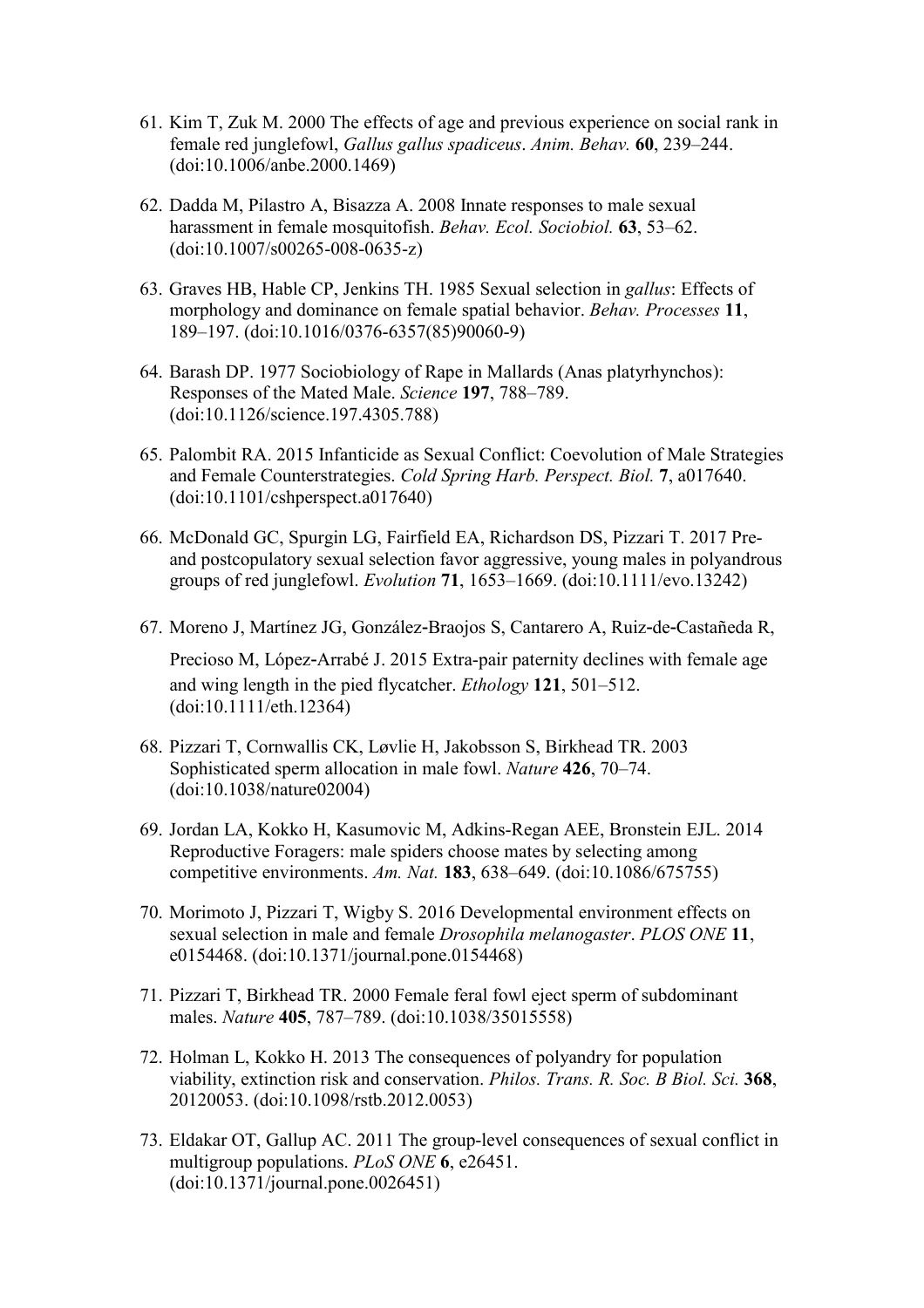61. Kim T, Zuk M. 2000 The effects of age and previous experience on social rank in female red junglefowl, *Gallus gallus spadiceus*. *Anim. Behav.* **60**, 239–244. (doi:10.1006/anbe.2000.1469)

62. Dadda M, Pilastro A, Bisazza A. 2008 Innate responses to male sexual harassment in female mosquitofish. *Behav. Ecol. Sociobiol.* **63**, 53–62. (doi:10.1007/s00265-008-0635-z)

63. Graves HB, Hable CP, Jenkins TH. 1985 Sexual selection in *gallus*: Effects of morphology and dominance on female spatial behavior. *Behav. Processes* **11**, 189–197. (doi:10.1016/0376-6357(85)90060-9)

64. Barash DP. 1977 Sociobiology of Rape in Mallards (Anas platyrhynchos): Responses of the Mated Male. *Science* **197**, 788–789. (doi:10.1126/science.197.4305.788)

65. Palombit RA. 2015 Infanticide as Sexual Conflict: Coevolution of Male Strategies and Female Counterstrategies. *Cold Spring Harb. Perspect. Biol.* **7**, a017640. (doi:10.1101/cshperspect.a017640)

66. McDonald GC, Spurgin LG, Fairfield EA, Richardson DS, Pizzari T. 2017 Pre- and postcopulatory sexual selection favor aggressive, young males in polyandrous groups of red junglefowl. *Evolution* **71**, 1653–1669. (doi:10.1111/evo.13242)

67. Moreno J, Martínez JG, González-Braojos S, Cantarero A, Ruiz-de-Castañeda R, Precioso M, López-Arrabé J. 2015 Extra-pair paternity declines with female age and wing length in the pied flycatcher. *Ethology* **121**, 501–512. (doi:10.1111/eth.12364)

68. Pizzari T, Cornwallis CK, Løvlie H, Jakobsson S, Birkhead TR. 2003 Sophisticated sperm allocation in male fowl. *Nature* **426**, 70–74. (doi:10.1038/nature02004)

69. Jordan LA, Kokko H, Kasumovic M, Adkins-Regan AEE, Bronstein EJL. 2014 Reproductive Foragers: male spiders choose mates by selecting among competitive environments. *Am. Nat.* **183**, 638–649. (doi:10.1086/675755)

70. Morimoto J, Pizzari T, Wigby S. 2016 Developmental environment effects on sexual selection in male and female *Drosophila melanogaster*. *PLOS ONE* **11**, e0154468. (doi:10.1371/journal.pone.0154468)

71. Pizzari T, Birkhead TR. 2000 Female feral fowl eject sperm of subdominant males. *Nature* **405**, 787–789. (doi:10.1038/35015558)

72. Holman L, Kokko H. 2013 The consequences of polyandry for population viability, extinction risk and conservation. *Philos. Trans. R. Soc. B Biol. Sci.* **368**, 20120053. (doi:10.1098/rstb.2012.0053)

73. Eldakar OT, Gallup AC. 2011 The group-level consequences of sexual conflict in multigroup populations. *PLoS ONE* **6**, e26451. (doi:10.1371/journal.pone.0026451)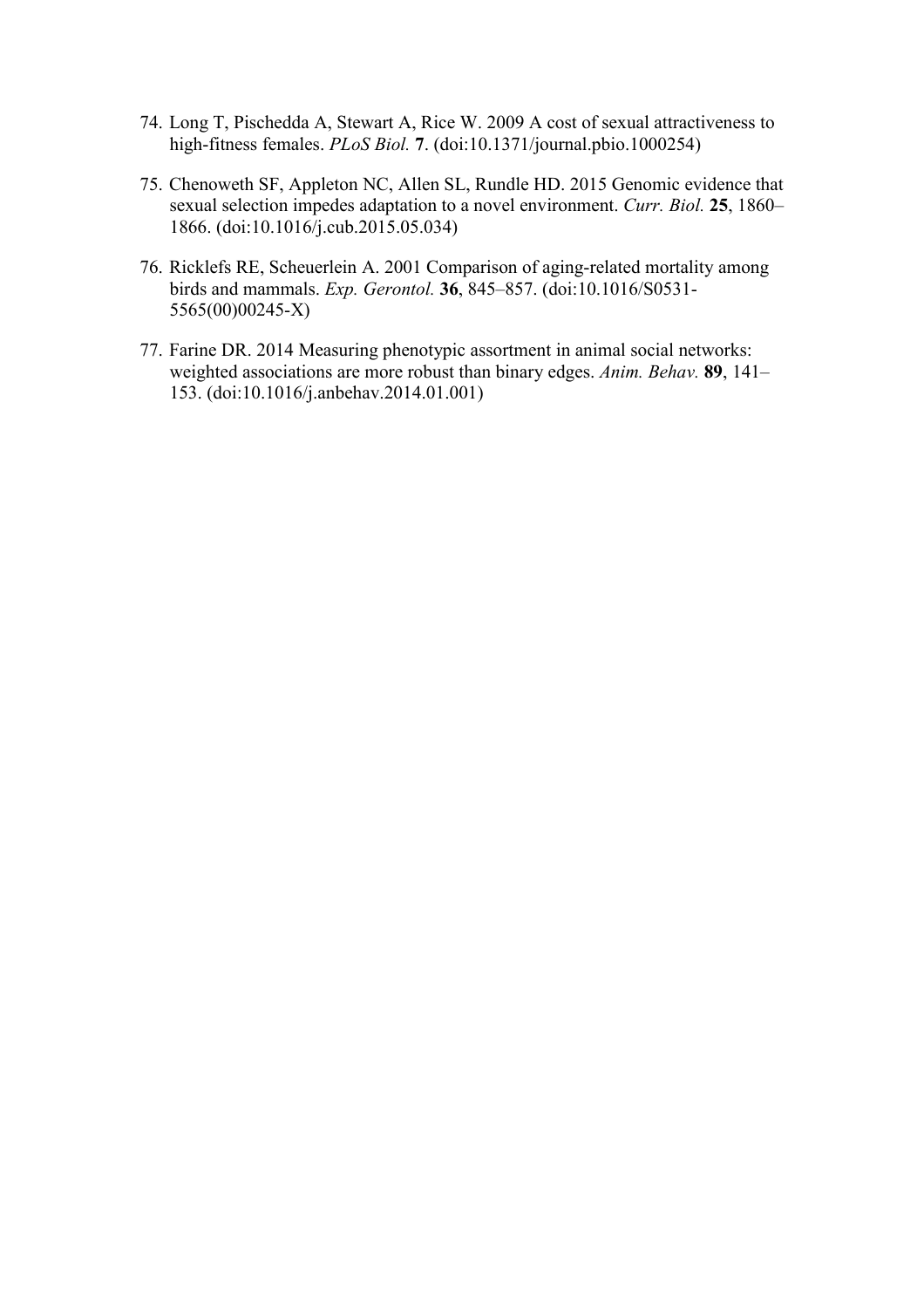74. Long T, Pischedda A, Stewart A, Rice W. 2009 A cost of sexual attractiveness to high-fitness females. *PLoS Biol.* **7**. (doi:10.1371/journal.pbio.1000254)

75. Chenoweth SF, Appleton NC, Allen SL, Rundle HD. 2015 Genomic evidence that sexual selection impedes adaptation to a novel environment. *Curr. Biol.* **25**, 1860–1866. (doi:10.1016/j.cub.2015.05.034)

76. Ricklefs RE, Scheuerlein A. 2001 Comparison of aging-related mortality among birds and mammals. *Exp. Gerontol.* **36**, 845–857. (doi:10.1016/S0531-5565(00)00245-X)

77. Farine DR. 2014 Measuring phenotypic assortment in animal social networks: weighted associations are more robust than binary edges. *Anim. Behav.* **89**, 141–153. (doi:10.1016/j.anbehav.2014.01.001)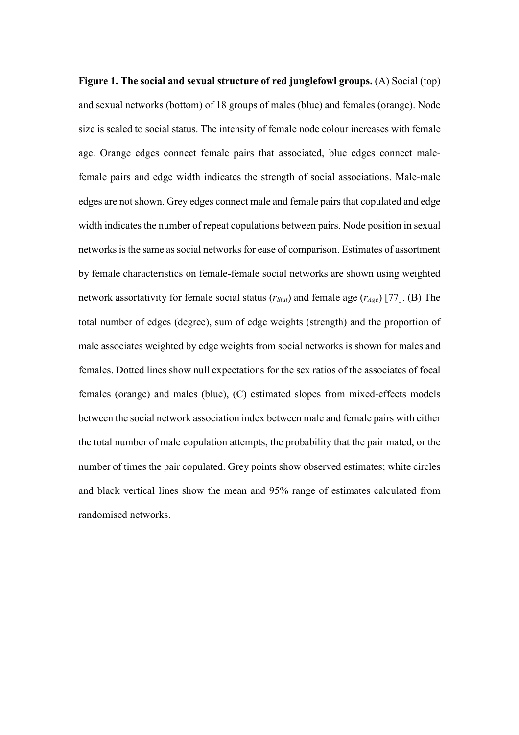**Figure 1. The social and sexual structure of red junglefowl groups.** (A) Social (top) and sexual networks (bottom) of 18 groups of males (blue) and females (orange). Node size is scaled to social status. The intensity of female node colour increases with female age. Orange edges connect female pairs that associated, blue edges connect male-female pairs and edge width indicates the strength of social associations. Male-male edges are not shown. Grey edges connect male and female pairs that copulated and edge width indicates the number of repeat copulations between pairs. Node position in sexual networks is the same as social networks for ease of comparison. Estimates of assortment by female characteristics on female-female social networks are shown using weighted network assortativity for female social status ($r_{Stat}$) and female age ($r_{Age}$) [77]. (B) The total number of edges (degree), sum of edge weights (strength) and the proportion of male associates weighted by edge weights from social networks is shown for males and females. Dotted lines show null expectations for the sex ratios of the associates of focal females (orange) and males (blue), (C) estimated slopes from mixed-effects models between the social network association index between male and female pairs with either the total number of male copulation attempts, the probability that the pair mated, or the number of times the pair copulated. Grey points show observed estimates; white circles and black vertical lines show the mean and 95% range of estimates calculated from randomised networks.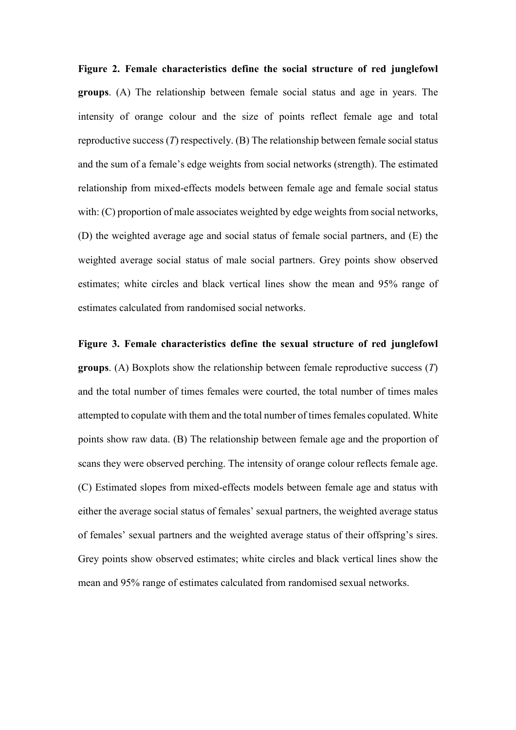**Figure 2. Female characteristics define the social structure of red junglefowl groups**. (A) The relationship between female social status and age in years. The intensity of orange colour and the size of points reflect female age and total reproductive success ($T$) respectively. (B) The relationship between female social status and the sum of a female's edge weights from social networks (strength). The estimated relationship from mixed-effects models between female age and female social status with: (C) proportion of male associates weighted by edge weights from social networks, (D) the weighted average age and social status of female social partners, and (E) the weighted average social status of male social partners. Grey points show observed estimates; white circles and black vertical lines show the mean and 95% range of estimates calculated from randomised social networks.

**Figure 3. Female characteristics define the sexual structure of red junglefowl groups**. (A) Boxplots show the relationship between female reproductive success ($T$) and the total number of times females were courted, the total number of times males attempted to copulate with them and the total number of times females copulated. White points show raw data. (B) The relationship between female age and the proportion of scans they were observed perching. The intensity of orange colour reflects female age. (C) Estimated slopes from mixed-effects models between female age and status with either the average social status of females' sexual partners, the weighted average status of females' sexual partners and the weighted average status of their offspring's sires. Grey points show observed estimates; white circles and black vertical lines show the mean and 95% range of estimates calculated from randomised sexual networks.